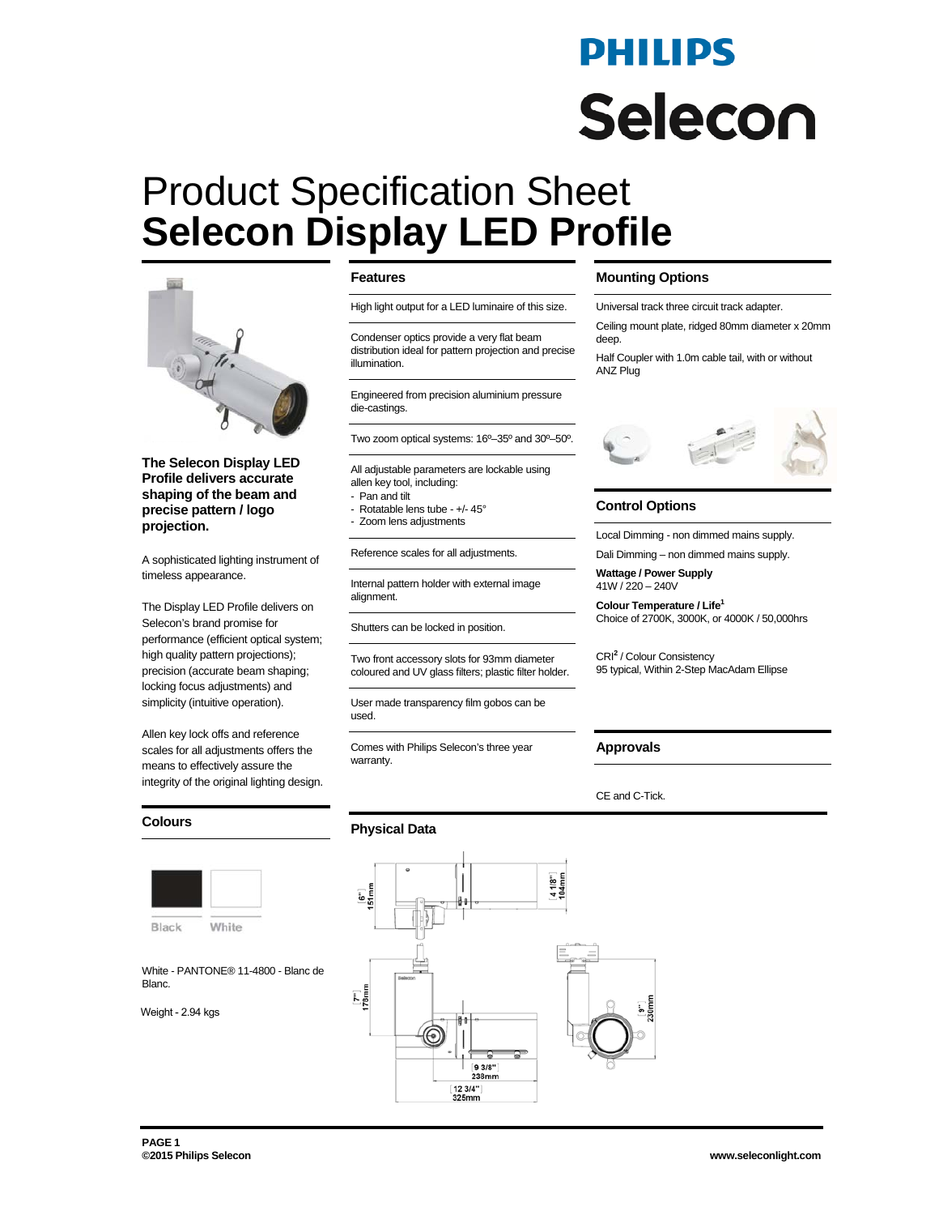# PHILIPS

# Selecon

# Product Specification Sheet
# **Selecon Display LED Profile**

**The Selecon Display LED Profile delivers accurate shaping of the beam and precise pattern / logo projection.**

A sophisticated lighting instrument of timeless appearance.

The Display LED Profile delivers on Selecon's brand promise for performance (efficient optical system; high quality pattern projections); precision (accurate beam shaping; locking focus adjustments) and simplicity (intuitive operation).

Allen key lock offs and reference scales for all adjustments offers the means to effectively assure the integrity of the original lighting design.

## Features

High light output for a LED luminaire of this size.

Condenser optics provide a very flat beam distribution ideal for pattern projection and precise illumination.

Engineered from precision aluminium pressure die-castings.

Two zoom optical systems: 16º–35º and 30º–50º.

All adjustable parameters are lockable using allen key tool, including:
- Pan and tilt
- Rotatable lens tube - +/- 45°
- Zoom lens adjustments

Reference scales for all adjustments.

Internal pattern holder with external image alignment.

Shutters can be locked in position.

Two front accessory slots for 93mm diameter coloured and UV glass filters; plastic filter holder.

User made transparency film gobos can be used.

Comes with Philips Selecon's three year warranty.

## Mounting Options

Universal track three circuit track adapter.

Ceiling mount plate, ridged 80mm diameter x 20mm deep.

Half Coupler with 1.0m cable tail, with or without ANZ Plug

## Control Options

Local Dimming - non dimmed mains supply.

Dali Dimming – non dimmed mains supply.

**Wattage / Power Supply**
41W / 220 – 240V

**Colour Temperature / Life**[1]
Choice of 2700K, 3000K, or 4000K / 50,000hrs

CRI[2] / Colour Consistency
95 typical, Within 2-Step MacAdam Ellipse

## Approvals

CE and C-Tick.

## Colours

Black White

White - PANTONE® 11-4800 - Blanc de Blanc.

Weight - 2.94 kgs

## Physical Data

6" 151mm; 4 1/8" 104mm; 7" 178mm; 9 3/8" 238mm; 12 3/4" 325mm; 9" 230mm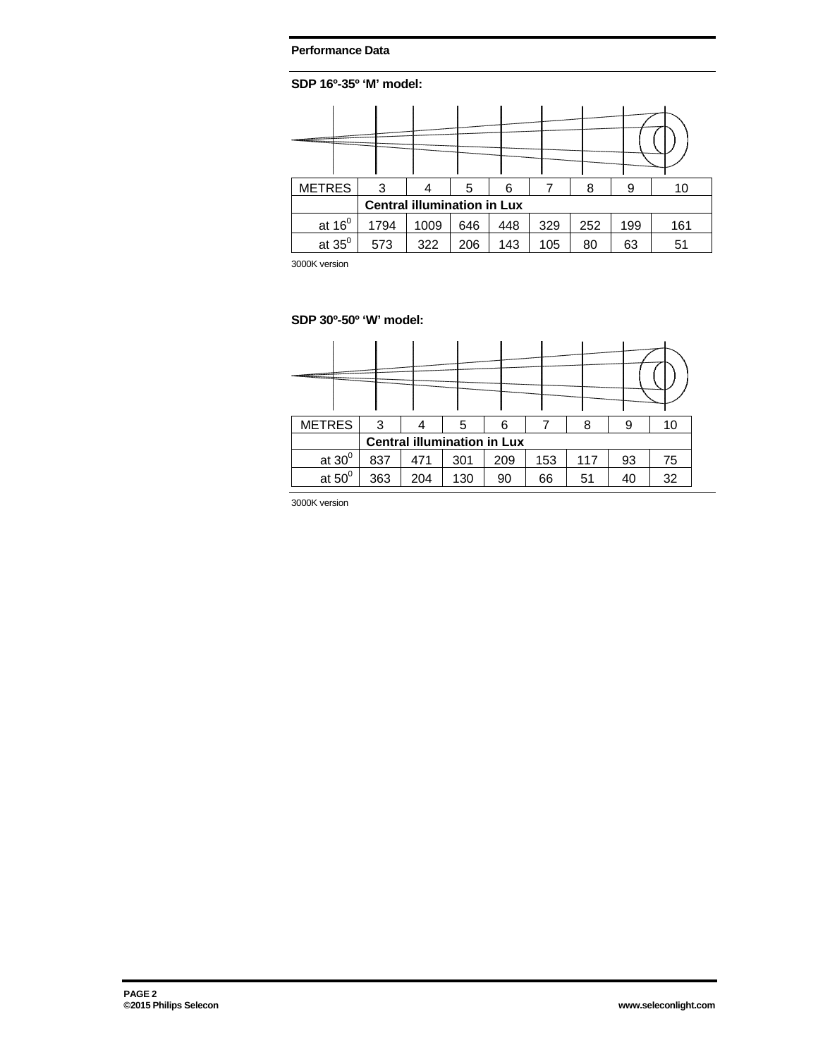**Performance Data**

**SDP 16º-35º 'M' model:**

| METRES | 3 | 4 | 5 | 6 | 7 | 8 | 9 | 10 |
|---|---|---|---|---|---|---|---|---|
| | **Central illumination in Lux** | | | | | | | |
| at $16^0$ | 1794 | 1009 | 646 | 448 | 329 | 252 | 199 | 161 |
| at $35^0$ | 573 | 322 | 206 | 143 | 105 | 80 | 63 | 51 |

3000K version

**SDP 30º-50º 'W' model:**

| METRES | 3 | 4 | 5 | 6 | 7 | 8 | 9 | 10 |
|---|---|---|---|---|---|---|---|---|
| | **Central illumination in Lux** | | | | | | | |
| at $30^0$ | 837 | 471 | 301 | 209 | 153 | 117 | 93 | 75 |
| at $50^0$ | 363 | 204 | 130 | 90 | 66 | 51 | 40 | 32 |

3000K version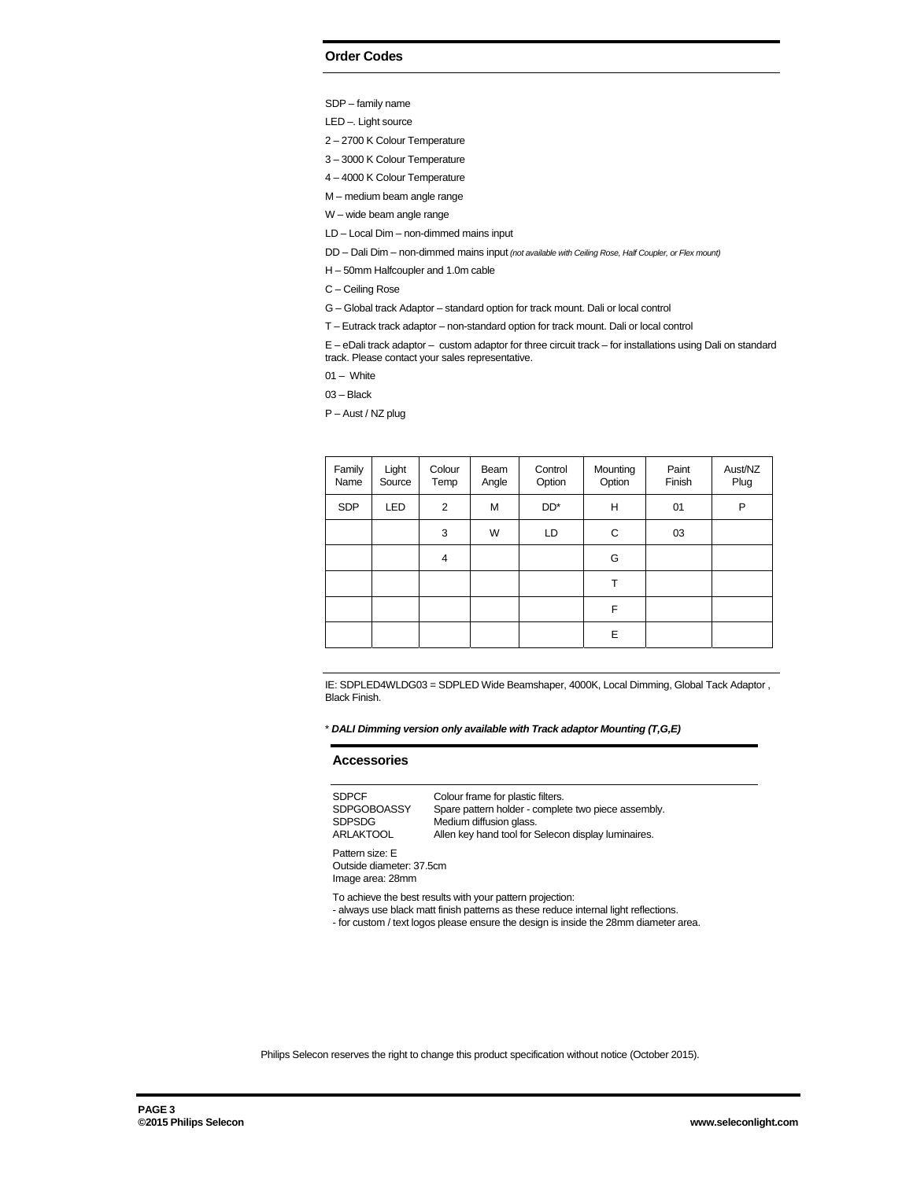## Order Codes

SDP – family name

LED –. Light source

2 – 2700 K Colour Temperature

3 – 3000 K Colour Temperature

4 – 4000 K Colour Temperature

M – medium beam angle range

W – wide beam angle range

LD – Local Dim – non-dimmed mains input

DD – Dali Dim – non-dimmed mains input *(not available with Ceiling Rose, Half Coupler, or Flex mount)*

H – 50mm Halfcoupler and 1.0m cable

C – Ceiling Rose

G – Global track Adaptor – standard option for track mount. Dali or local control

T – Eutrack track adaptor – non-standard option for track mount. Dali or local control

E – eDali track adaptor – custom adaptor for three circuit track – for installations using Dali on standard track. Please contact your sales representative.

01 – White

03 – Black

P – Aust / NZ plug

| Family Name | Light Source | Colour Temp | Beam Angle | Control Option | Mounting Option | Paint Finish | Aust/NZ Plug |
|---|---|---|---|---|---|---|---|
| SDP | LED | 2 | M | DD* | H | 01 | P |
| | | 3 | W | LD | C | 03 | |
| | | 4 | | | G | | |
| | | | | | T | | |
| | | | | | F | | |
| | | | | | E | | |

IE: SDPLED4WLDG03 = SDPLED Wide Beamshaper, 4000K, Local Dimming, Global Tack Adaptor , Black Finish.

\* ***DALI Dimming version only available with Track adaptor Mounting (T,G,E)***

## Accessories

| | |
|---|---|
| SDPCF | Colour frame for plastic filters. |
| SDPGOBOASSY | Spare pattern holder - complete two piece assembly. |
| SDPSDG | Medium diffusion glass. |
| ARLAKTOOL | Allen key hand tool for Selecon display luminaires. |

Pattern size: E
Outside diameter: 37.5cm
Image area: 28mm

To achieve the best results with your pattern projection:
- always use black matt finish patterns as these reduce internal light reflections.
- for custom / text logos please ensure the design is inside the 28mm diameter area.

Philips Selecon reserves the right to change this product specification without notice (October 2015).